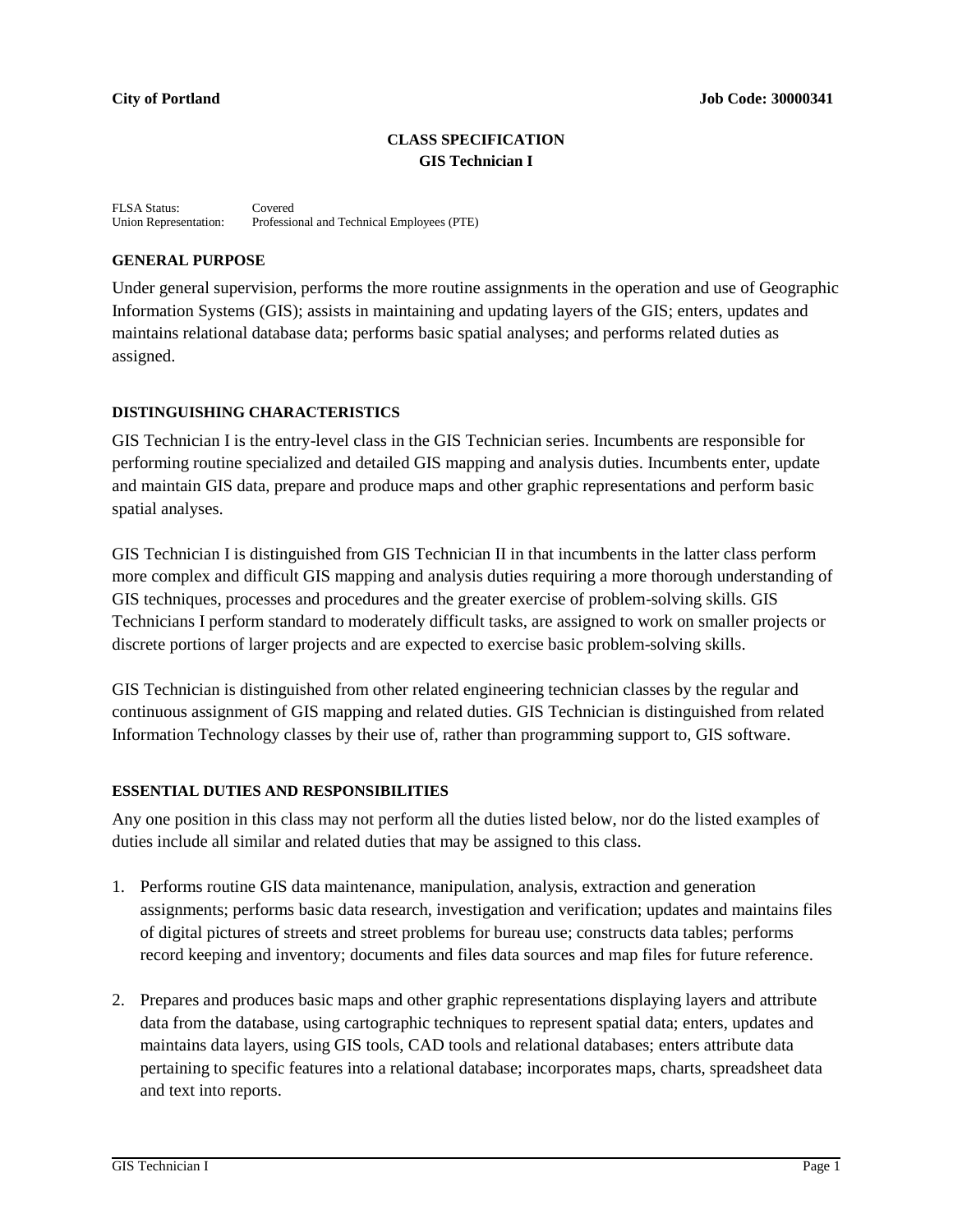**City of Portland** **Job Code: 30000341**

# CLASS SPECIFICATION
# GIS Technician I

FLSA Status: Covered
Union Representation: Professional and Technical Employees (PTE)

## GENERAL PURPOSE

Under general supervision, performs the more routine assignments in the operation and use of Geographic Information Systems (GIS); assists in maintaining and updating layers of the GIS; enters, updates and maintains relational database data; performs basic spatial analyses; and performs related duties as assigned.

## DISTINGUISHING CHARACTERISTICS

GIS Technician I is the entry-level class in the GIS Technician series. Incumbents are responsible for performing routine specialized and detailed GIS mapping and analysis duties. Incumbents enter, update and maintain GIS data, prepare and produce maps and other graphic representations and perform basic spatial analyses.

GIS Technician I is distinguished from GIS Technician II in that incumbents in the latter class perform more complex and difficult GIS mapping and analysis duties requiring a more thorough understanding of GIS techniques, processes and procedures and the greater exercise of problem-solving skills. GIS Technicians I perform standard to moderately difficult tasks, are assigned to work on smaller projects or discrete portions of larger projects and are expected to exercise basic problem-solving skills.

GIS Technician is distinguished from other related engineering technician classes by the regular and continuous assignment of GIS mapping and related duties. GIS Technician is distinguished from related Information Technology classes by their use of, rather than programming support to, GIS software.

## ESSENTIAL DUTIES AND RESPONSIBILITIES

Any one position in this class may not perform all the duties listed below, nor do the listed examples of duties include all similar and related duties that may be assigned to this class.

1. Performs routine GIS data maintenance, manipulation, analysis, extraction and generation assignments; performs basic data research, investigation and verification; updates and maintains files of digital pictures of streets and street problems for bureau use; constructs data tables; performs record keeping and inventory; documents and files data sources and map files for future reference.

2. Prepares and produces basic maps and other graphic representations displaying layers and attribute data from the database, using cartographic techniques to represent spatial data; enters, updates and maintains data layers, using GIS tools, CAD tools and relational databases; enters attribute data pertaining to specific features into a relational database; incorporates maps, charts, spreadsheet data and text into reports.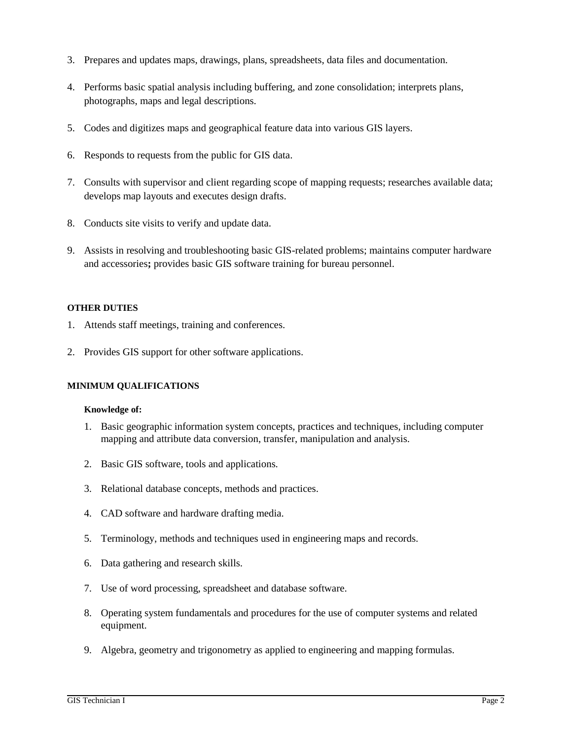3. Prepares and updates maps, drawings, plans, spreadsheets, data files and documentation.

4. Performs basic spatial analysis including buffering, and zone consolidation; interprets plans, photographs, maps and legal descriptions.

5. Codes and digitizes maps and geographical feature data into various GIS layers.

6. Responds to requests from the public for GIS data.

7. Consults with supervisor and client regarding scope of mapping requests; researches available data; develops map layouts and executes design drafts.

8. Conducts site visits to verify and update data.

9. Assists in resolving and troubleshooting basic GIS-related problems; maintains computer hardware and accessories**;** provides basic GIS software training for bureau personnel.

**OTHER DUTIES**

1. Attends staff meetings, training and conferences.

2. Provides GIS support for other software applications.

**MINIMUM QUALIFICATIONS**

**Knowledge of:**

1. Basic geographic information system concepts, practices and techniques, including computer mapping and attribute data conversion, transfer, manipulation and analysis.

2. Basic GIS software, tools and applications.

3. Relational database concepts, methods and practices.

4. CAD software and hardware drafting media.

5. Terminology, methods and techniques used in engineering maps and records.

6. Data gathering and research skills.

7. Use of word processing, spreadsheet and database software.

8. Operating system fundamentals and procedures for the use of computer systems and related equipment.

9. Algebra, geometry and trigonometry as applied to engineering and mapping formulas.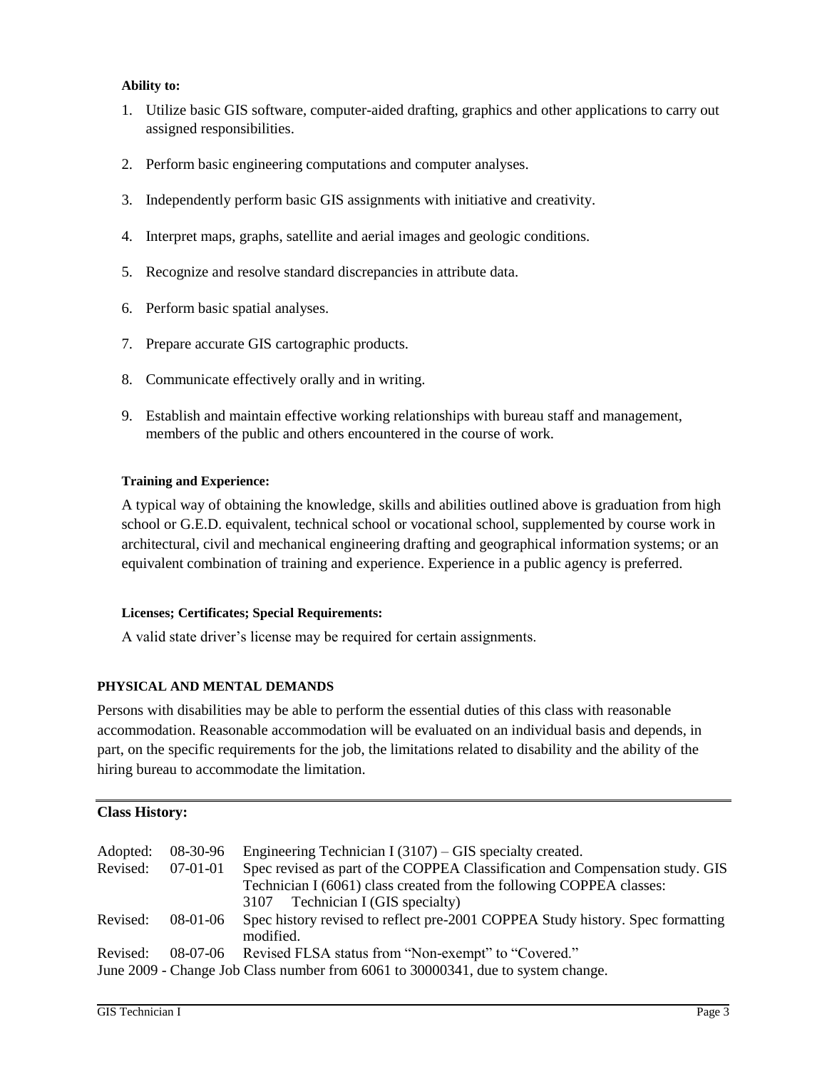**Ability to:**

1. Utilize basic GIS software, computer-aided drafting, graphics and other applications to carry out assigned responsibilities.
2. Perform basic engineering computations and computer analyses.
3. Independently perform basic GIS assignments with initiative and creativity.
4. Interpret maps, graphs, satellite and aerial images and geologic conditions.
5. Recognize and resolve standard discrepancies in attribute data.
6. Perform basic spatial analyses.
7. Prepare accurate GIS cartographic products.
8. Communicate effectively orally and in writing.
9. Establish and maintain effective working relationships with bureau staff and management, members of the public and others encountered in the course of work.

**Training and Experience:**

A typical way of obtaining the knowledge, skills and abilities outlined above is graduation from high school or G.E.D. equivalent, technical school or vocational school, supplemented by course work in architectural, civil and mechanical engineering drafting and geographical information systems; or an equivalent combination of training and experience. Experience in a public agency is preferred.

**Licenses; Certificates; Special Requirements:**

A valid state driver's license may be required for certain assignments.

## PHYSICAL AND MENTAL DEMANDS

Persons with disabilities may be able to perform the essential duties of this class with reasonable accommodation. Reasonable accommodation will be evaluated on an individual basis and depends, in part, on the specific requirements for the job, the limitations related to disability and the ability of the hiring bureau to accommodate the limitation.

---

**Class History:**

| | | |
|---|---|---|
| Adopted: | 08-30-96 | Engineering Technician I (3107) – GIS specialty created. |
| Revised: | 07-01-01 | Spec revised as part of the COPPEA Classification and Compensation study. GIS Technician I (6061) class created from the following COPPEA classes: 3107 Technician I (GIS specialty) |
| Revised: | 08-01-06 | Spec history revised to reflect pre-2001 COPPEA Study history. Spec formatting modified. |
| Revised: | 08-07-06 | Revised FLSA status from "Non-exempt" to "Covered." |

June 2009 - Change Job Class number from 6061 to 30000341, due to system change.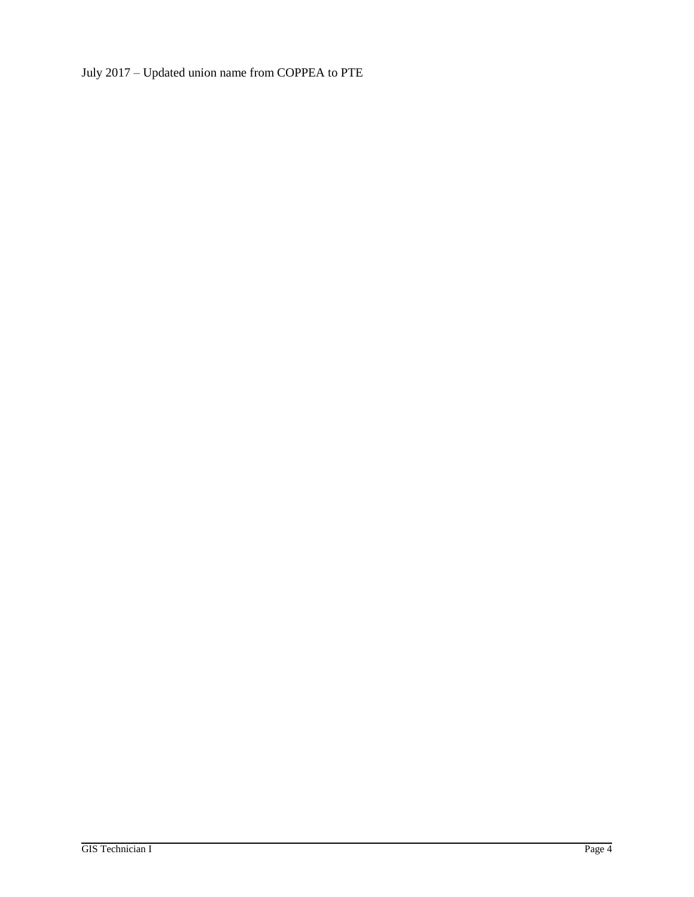July 2017 – Updated union name from COPPEA to PTE